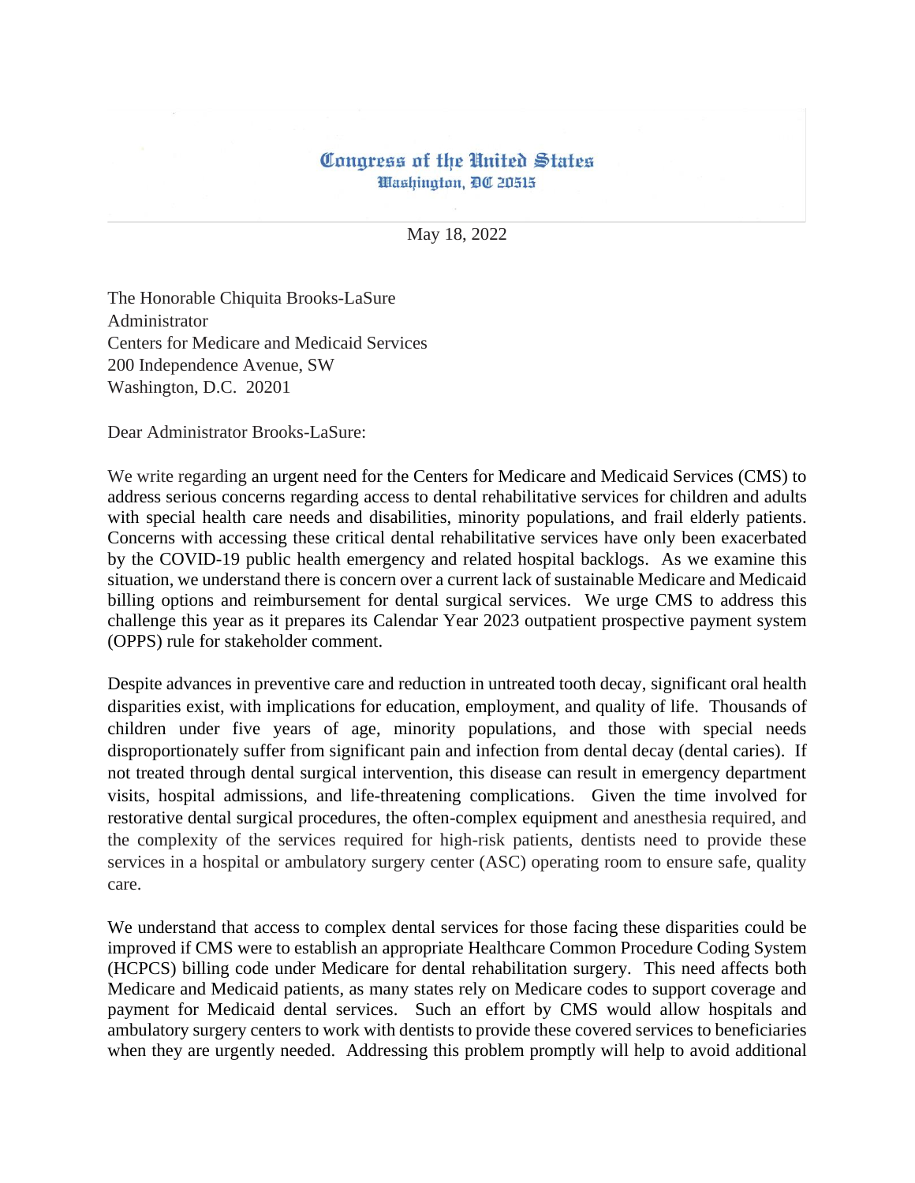Congress of the United States
Washington, DC 20515

May 18, 2022

The Honorable Chiquita Brooks-LaSure
Administrator
Centers for Medicare and Medicaid Services
200 Independence Avenue, SW
Washington, D.C. 20201

Dear Administrator Brooks-LaSure:

We write regarding an urgent need for the Centers for Medicare and Medicaid Services (CMS) to address serious concerns regarding access to dental rehabilitative services for children and adults with special health care needs and disabilities, minority populations, and frail elderly patients. Concerns with accessing these critical dental rehabilitative services have only been exacerbated by the COVID-19 public health emergency and related hospital backlogs. As we examine this situation, we understand there is concern over a current lack of sustainable Medicare and Medicaid billing options and reimbursement for dental surgical services. We urge CMS to address this challenge this year as it prepares its Calendar Year 2023 outpatient prospective payment system (OPPS) rule for stakeholder comment.

Despite advances in preventive care and reduction in untreated tooth decay, significant oral health disparities exist, with implications for education, employment, and quality of life. Thousands of children under five years of age, minority populations, and those with special needs disproportionately suffer from significant pain and infection from dental decay (dental caries). If not treated through dental surgical intervention, this disease can result in emergency department visits, hospital admissions, and life-threatening complications. Given the time involved for restorative dental surgical procedures, the often-complex equipment and anesthesia required, and the complexity of the services required for high-risk patients, dentists need to provide these services in a hospital or ambulatory surgery center (ASC) operating room to ensure safe, quality care.

We understand that access to complex dental services for those facing these disparities could be improved if CMS were to establish an appropriate Healthcare Common Procedure Coding System (HCPCS) billing code under Medicare for dental rehabilitation surgery. This need affects both Medicare and Medicaid patients, as many states rely on Medicare codes to support coverage and payment for Medicaid dental services. Such an effort by CMS would allow hospitals and ambulatory surgery centers to work with dentists to provide these covered services to beneficiaries when they are urgently needed. Addressing this problem promptly will help to avoid additional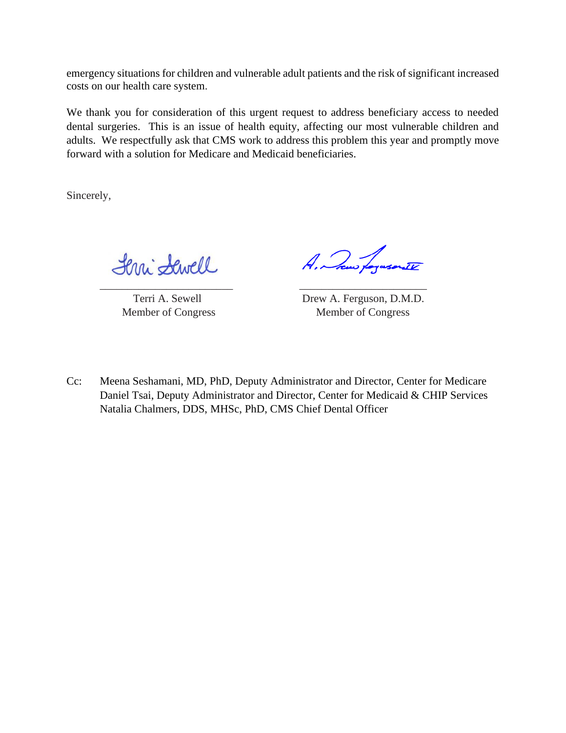emergency situations for children and vulnerable adult patients and the risk of significant increased costs on our health care system.

We thank you for consideration of this urgent request to address beneficiary access to needed dental surgeries. This is an issue of health equity, affecting our most vulnerable children and adults. We respectfully ask that CMS work to address this problem this year and promptly move forward with a solution for Medicare and Medicaid beneficiaries.

Sincerely,

| | |
|---|---|
| Terri A. Sewell<br>Member of Congress | Drew A. Ferguson, D.M.D.<br>Member of Congress |

Cc: Meena Seshamani, MD, PhD, Deputy Administrator and Director, Center for Medicare
Daniel Tsai, Deputy Administrator and Director, Center for Medicaid & CHIP Services
Natalia Chalmers, DDS, MHSc, PhD, CMS Chief Dental Officer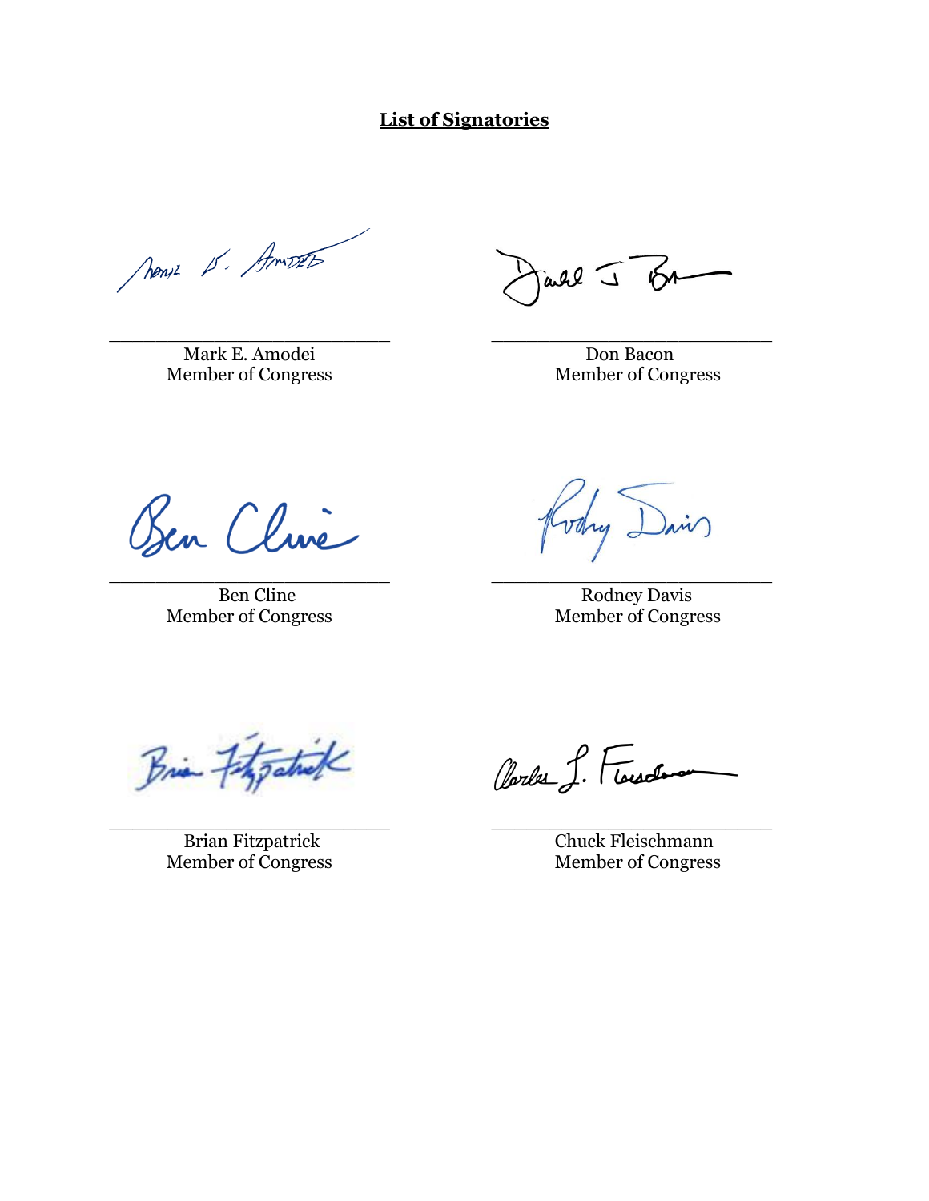**List of Signatories**

Mark E. Amodei
Member of Congress

Don Bacon
Member of Congress

Ben Cline
Member of Congress

Rodney Davis
Member of Congress

Brian Fitzpatrick
Member of Congress

Chuck Fleischmann
Member of Congress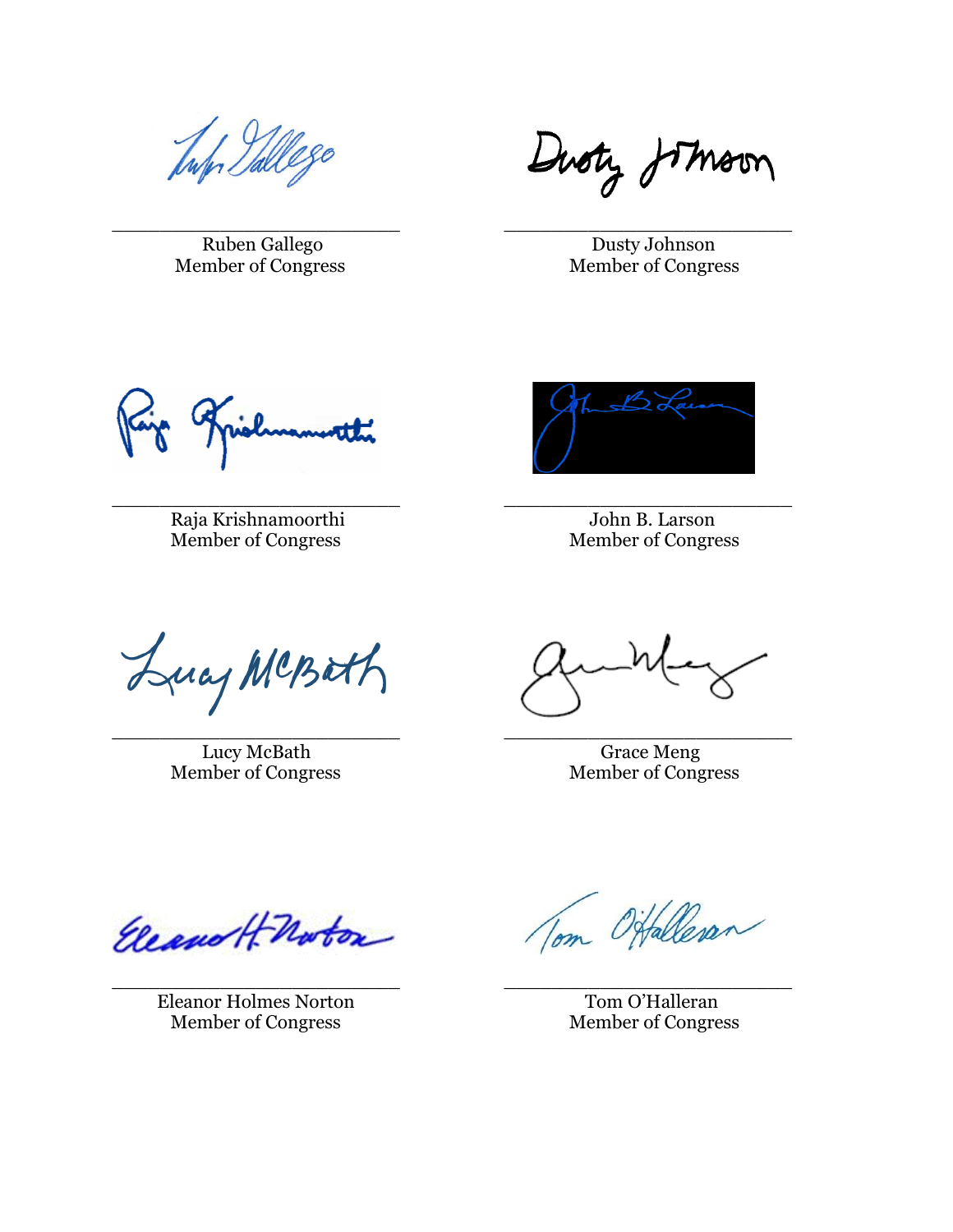Ruben Gallego
Member of Congress

Dusty Johnson
Member of Congress

Raja Krishnamoorthi
Member of Congress

John B. Larson
Member of Congress

Lucy McBath
Member of Congress

Grace Meng
Member of Congress

Eleanor Holmes Norton
Member of Congress

Tom O'Halleran
Member of Congress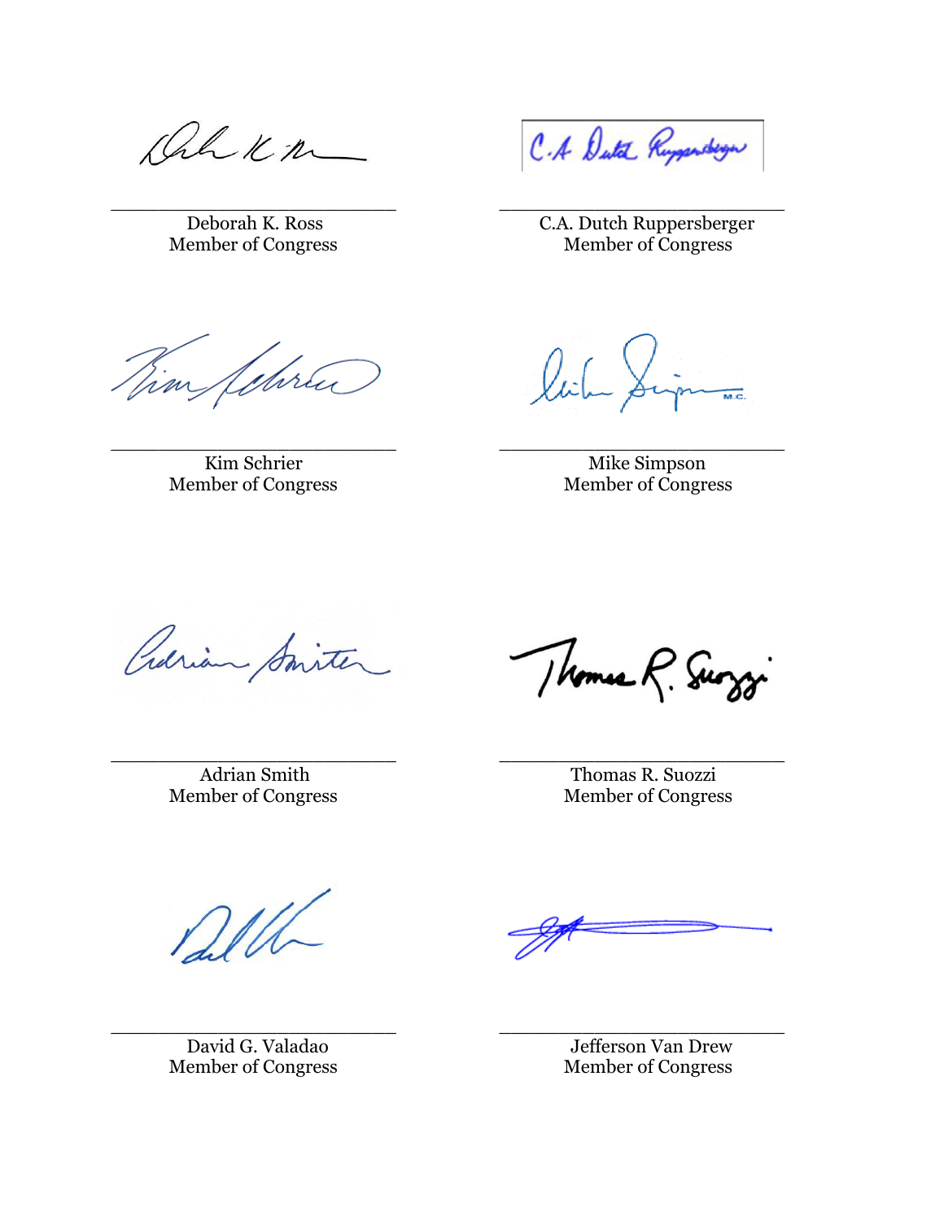Deborah K. Ross
Member of Congress

C.A. Dutch Ruppersberger
Member of Congress

Kim Schrier
Member of Congress

Mike Simpson
Member of Congress

Adrian Smith
Member of Congress

Thomas R. Suozzi
Member of Congress

David G. Valadao
Member of Congress

Jefferson Van Drew
Member of Congress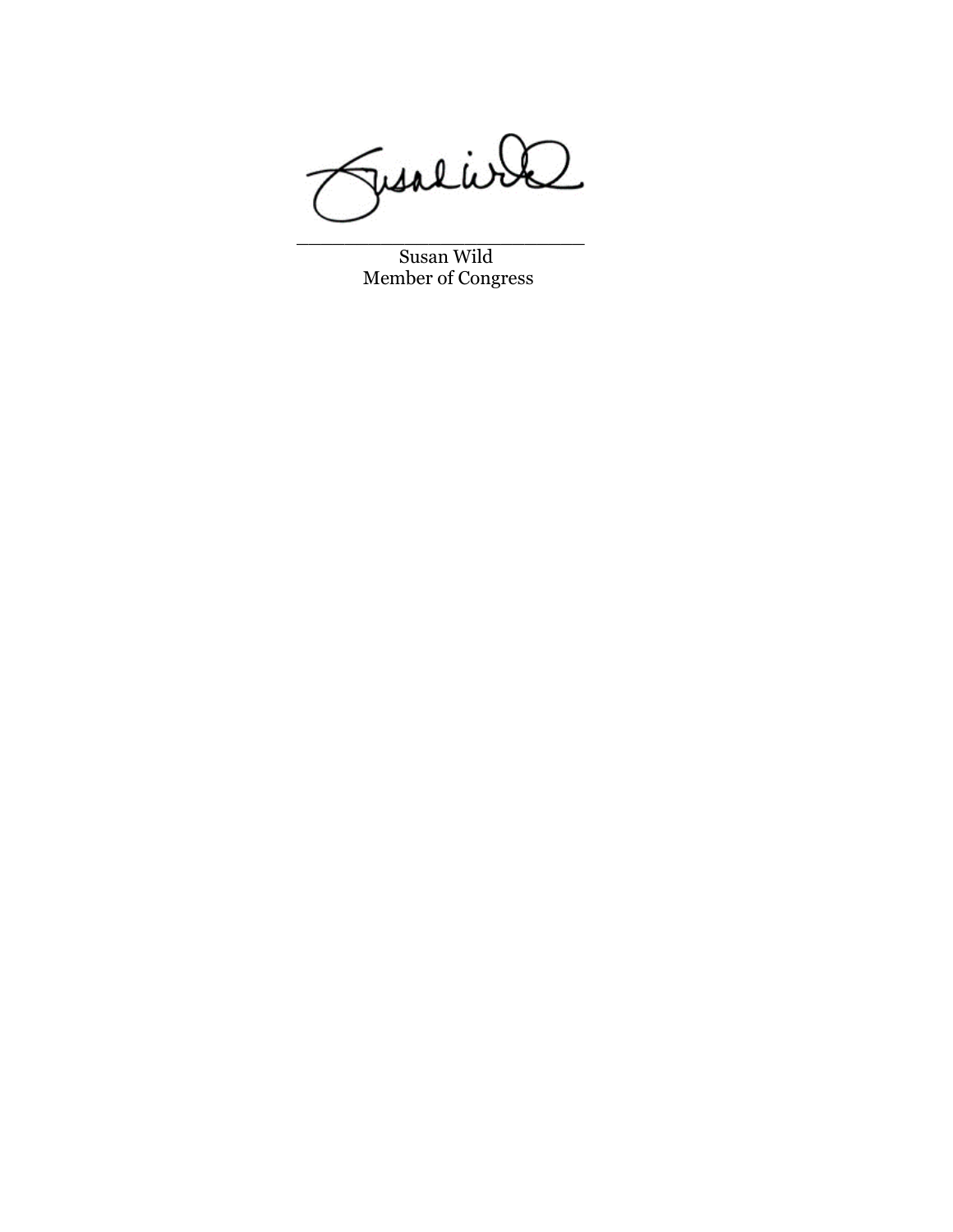\_\_\_\_\_\_\_\_\_\_\_\_\_\_\_\_\_\_\_\_\_\_\_\_\_

Susan Wild
Member of Congress